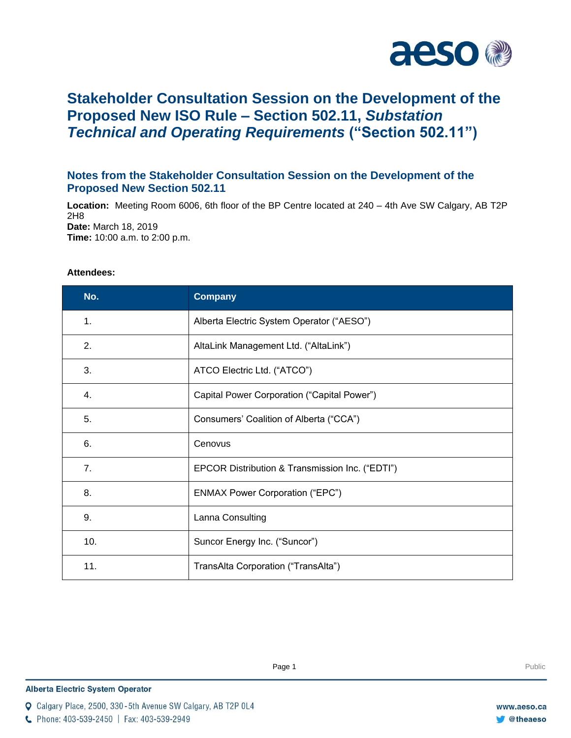# Stakeholder Consultation Session on the Development of the Proposed New ISO Rule – Section 502.11, *Substation Technical and Operating Requirements* ("Section 502.11")

## Notes from the Stakeholder Consultation Session on the Development of the Proposed New Section 502.11

**Location:** Meeting Room 6006, 6th floor of the BP Centre located at 240 – 4th Ave SW Calgary, AB T2P 2H8
**Date:** March 18, 2019
**Time:** 10:00 a.m. to 2:00 p.m.

**Attendees:**

| No. | Company |
| --- | --- |
| 1. | Alberta Electric System Operator ("AESO") |
| 2. | AltaLink Management Ltd. ("AltaLink") |
| 3. | ATCO Electric Ltd. ("ATCO") |
| 4. | Capital Power Corporation ("Capital Power") |
| 5. | Consumers' Coalition of Alberta ("CCA") |
| 6. | Cenovus |
| 7. | EPCOR Distribution & Transmission Inc. ("EDTI") |
| 8. | ENMAX Power Corporation ("EPC") |
| 9. | Lanna Consulting |
| 10. | Suncor Energy Inc. ("Suncor") |
| 11. | TransAlta Corporation ("TransAlta") |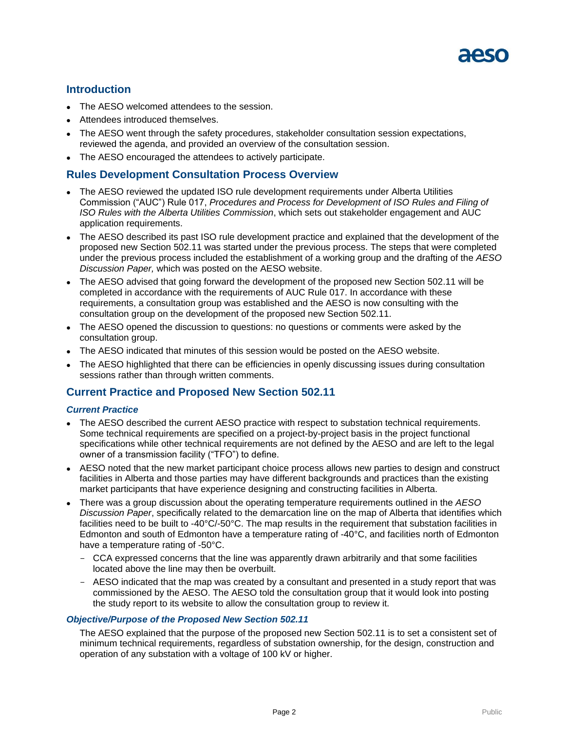## Introduction

- The AESO welcomed attendees to the session.
- Attendees introduced themselves.
- The AESO went through the safety procedures, stakeholder consultation session expectations, reviewed the agenda, and provided an overview of the consultation session.
- The AESO encouraged the attendees to actively participate.

## Rules Development Consultation Process Overview

- The AESO reviewed the updated ISO rule development requirements under Alberta Utilities Commission ("AUC") Rule 017, *Procedures and Process for Development of ISO Rules and Filing of ISO Rules with the Alberta Utilities Commission*, which sets out stakeholder engagement and AUC application requirements.
- The AESO described its past ISO rule development practice and explained that the development of the proposed new Section 502.11 was started under the previous process. The steps that were completed under the previous process included the establishment of a working group and the drafting of the *AESO Discussion Paper,* which was posted on the AESO website.
- The AESO advised that going forward the development of the proposed new Section 502.11 will be completed in accordance with the requirements of AUC Rule 017. In accordance with these requirements, a consultation group was established and the AESO is now consulting with the consultation group on the development of the proposed new Section 502.11.
- The AESO opened the discussion to questions: no questions or comments were asked by the consultation group.
- The AESO indicated that minutes of this session would be posted on the AESO website.
- The AESO highlighted that there can be efficiencies in openly discussing issues during consultation sessions rather than through written comments.

## Current Practice and Proposed New Section 502.11

### *Current Practice*

- The AESO described the current AESO practice with respect to substation technical requirements. Some technical requirements are specified on a project-by-project basis in the project functional specifications while other technical requirements are not defined by the AESO and are left to the legal owner of a transmission facility ("TFO") to define.
- AESO noted that the new market participant choice process allows new parties to design and construct facilities in Alberta and those parties may have different backgrounds and practices than the existing market participants that have experience designing and constructing facilities in Alberta.
- There was a group discussion about the operating temperature requirements outlined in the *AESO Discussion Paper*, specifically related to the demarcation line on the map of Alberta that identifies which facilities need to be built to -40°C/-50°C. The map results in the requirement that substation facilities in Edmonton and south of Edmonton have a temperature rating of -40°C, and facilities north of Edmonton have a temperature rating of -50°C.
  - CCA expressed concerns that the line was apparently drawn arbitrarily and that some facilities located above the line may then be overbuilt.
  - AESO indicated that the map was created by a consultant and presented in a study report that was commissioned by the AESO. The AESO told the consultation group that it would look into posting the study report to its website to allow the consultation group to review it.

### *Objective/Purpose of the Proposed New Section 502.11*

The AESO explained that the purpose of the proposed new Section 502.11 is to set a consistent set of minimum technical requirements, regardless of substation ownership, for the design, construction and operation of any substation with a voltage of 100 kV or higher.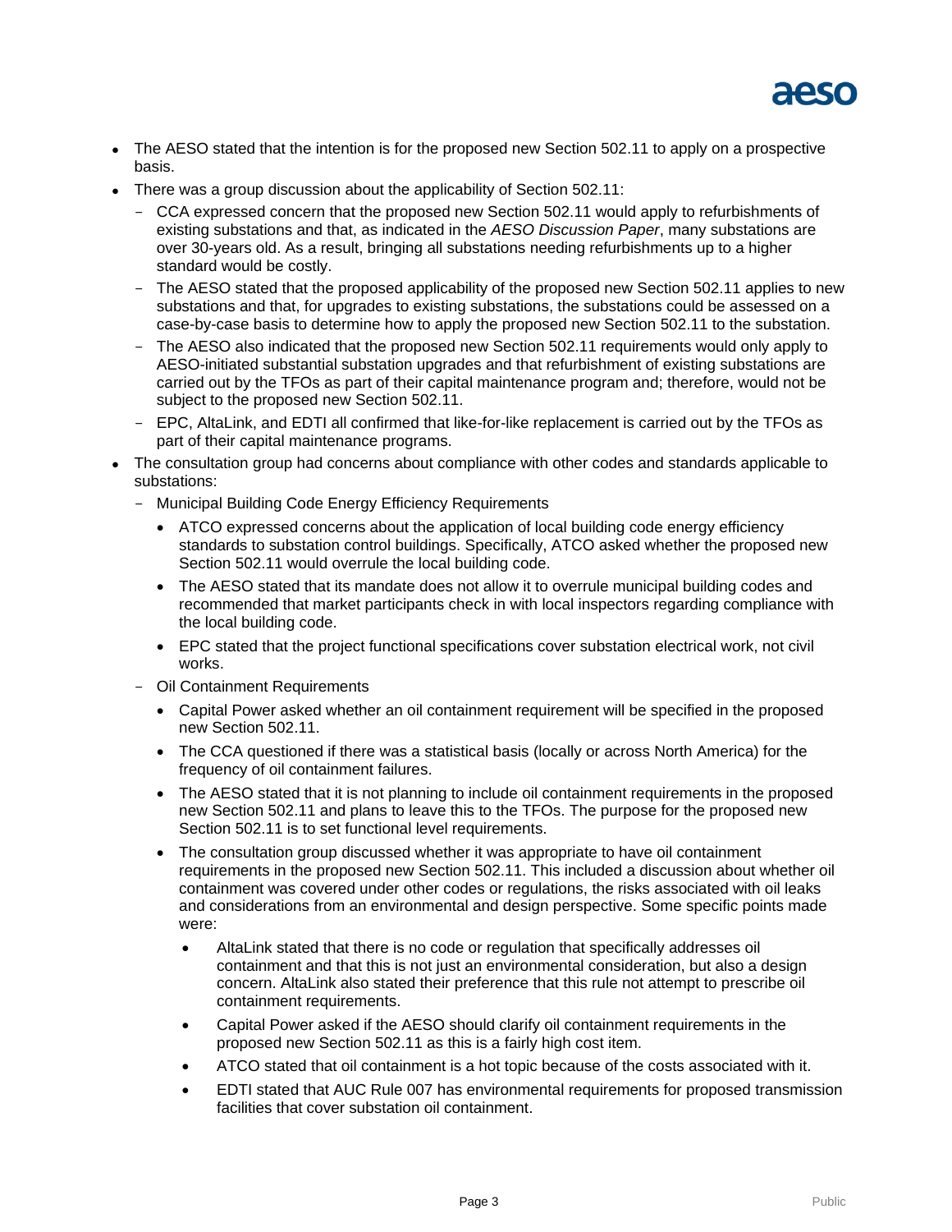- The AESO stated that the intention is for the proposed new Section 502.11 to apply on a prospective basis.
- There was a group discussion about the applicability of Section 502.11:
  - CCA expressed concern that the proposed new Section 502.11 would apply to refurbishments of existing substations and that, as indicated in the *AESO Discussion Paper*, many substations are over 30-years old. As a result, bringing all substations needing refurbishments up to a higher standard would be costly.
  - The AESO stated that the proposed applicability of the proposed new Section 502.11 applies to new substations and that, for upgrades to existing substations, the substations could be assessed on a case-by-case basis to determine how to apply the proposed new Section 502.11 to the substation.
  - The AESO also indicated that the proposed new Section 502.11 requirements would only apply to AESO-initiated substantial substation upgrades and that refurbishment of existing substations are carried out by the TFOs as part of their capital maintenance program and; therefore, would not be subject to the proposed new Section 502.11.
  - EPC, AltaLink, and EDTI all confirmed that like-for-like replacement is carried out by the TFOs as part of their capital maintenance programs.
- The consultation group had concerns about compliance with other codes and standards applicable to substations:
  - Municipal Building Code Energy Efficiency Requirements
    - ATCO expressed concerns about the application of local building code energy efficiency standards to substation control buildings. Specifically, ATCO asked whether the proposed new Section 502.11 would overrule the local building code.
    - The AESO stated that its mandate does not allow it to overrule municipal building codes and recommended that market participants check in with local inspectors regarding compliance with the local building code.
    - EPC stated that the project functional specifications cover substation electrical work, not civil works.
  - Oil Containment Requirements
    - Capital Power asked whether an oil containment requirement will be specified in the proposed new Section 502.11.
    - The CCA questioned if there was a statistical basis (locally or across North America) for the frequency of oil containment failures.
    - The AESO stated that it is not planning to include oil containment requirements in the proposed new Section 502.11 and plans to leave this to the TFOs. The purpose for the proposed new Section 502.11 is to set functional level requirements.
    - The consultation group discussed whether it was appropriate to have oil containment requirements in the proposed new Section 502.11. This included a discussion about whether oil containment was covered under other codes or regulations, the risks associated with oil leaks and considerations from an environmental and design perspective. Some specific points made were:
      - AltaLink stated that there is no code or regulation that specifically addresses oil containment and that this is not just an environmental consideration, but also a design concern. AltaLink also stated their preference that this rule not attempt to prescribe oil containment requirements.
      - Capital Power asked if the AESO should clarify oil containment requirements in the proposed new Section 502.11 as this is a fairly high cost item.
      - ATCO stated that oil containment is a hot topic because of the costs associated with it.
      - EDTI stated that AUC Rule 007 has environmental requirements for proposed transmission facilities that cover substation oil containment.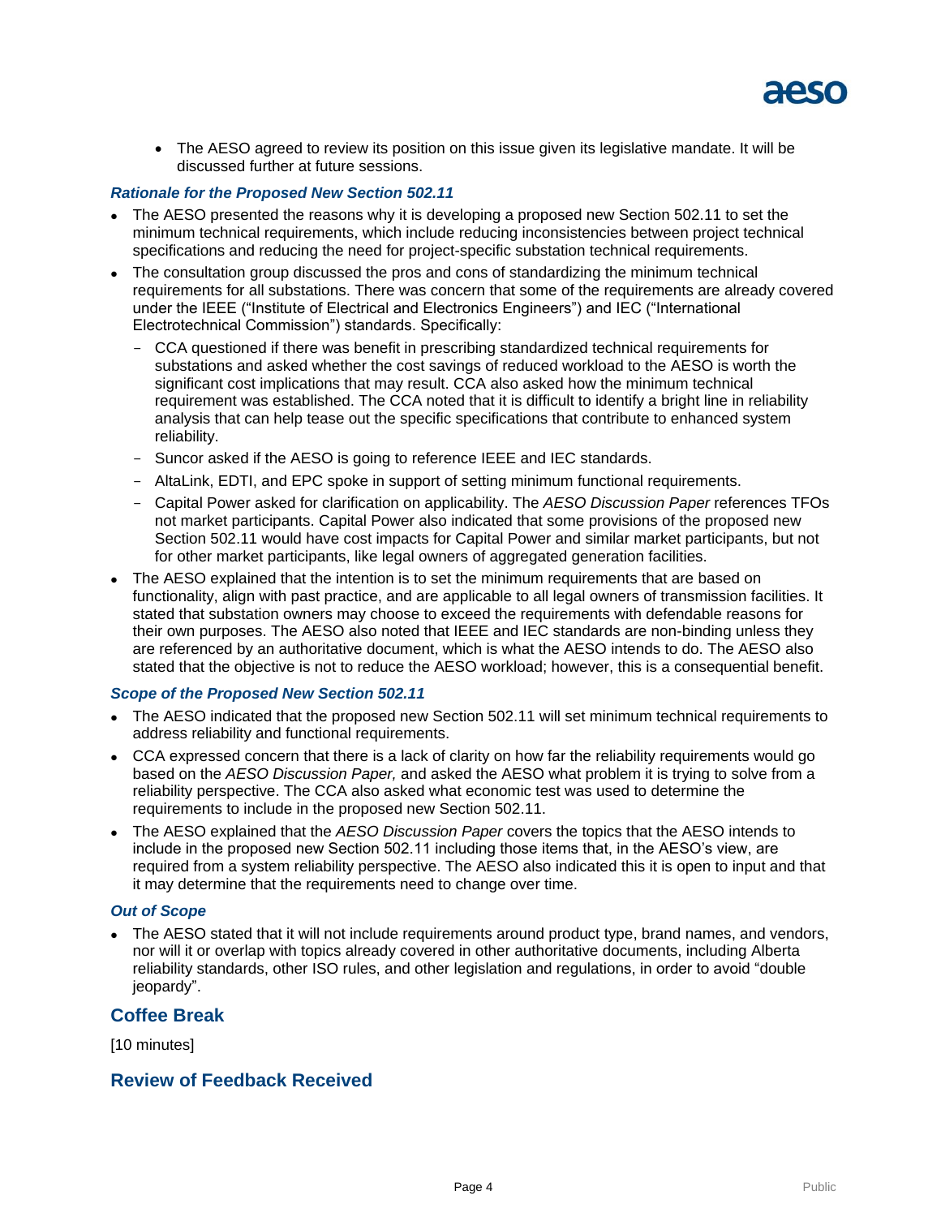- The AESO agreed to review its position on this issue given its legislative mandate. It will be discussed further at future sessions.

### *Rationale for the Proposed New Section 502.11*

- The AESO presented the reasons why it is developing a proposed new Section 502.11 to set the minimum technical requirements, which include reducing inconsistencies between project technical specifications and reducing the need for project-specific substation technical requirements.
- The consultation group discussed the pros and cons of standardizing the minimum technical requirements for all substations. There was concern that some of the requirements are already covered under the IEEE ("Institute of Electrical and Electronics Engineers") and IEC ("International Electrotechnical Commission") standards. Specifically:
  - CCA questioned if there was benefit in prescribing standardized technical requirements for substations and asked whether the cost savings of reduced workload to the AESO is worth the significant cost implications that may result. CCA also asked how the minimum technical requirement was established. The CCA noted that it is difficult to identify a bright line in reliability analysis that can help tease out the specific specifications that contribute to enhanced system reliability.
  - Suncor asked if the AESO is going to reference IEEE and IEC standards.
  - AltaLink, EDTI, and EPC spoke in support of setting minimum functional requirements.
  - Capital Power asked for clarification on applicability. The *AESO Discussion Paper* references TFOs not market participants. Capital Power also indicated that some provisions of the proposed new Section 502.11 would have cost impacts for Capital Power and similar market participants, but not for other market participants, like legal owners of aggregated generation facilities.
- The AESO explained that the intention is to set the minimum requirements that are based on functionality, align with past practice, and are applicable to all legal owners of transmission facilities. It stated that substation owners may choose to exceed the requirements with defendable reasons for their own purposes. The AESO also noted that IEEE and IEC standards are non-binding unless they are referenced by an authoritative document, which is what the AESO intends to do. The AESO also stated that the objective is not to reduce the AESO workload; however, this is a consequential benefit.

### *Scope of the Proposed New Section 502.11*

- The AESO indicated that the proposed new Section 502.11 will set minimum technical requirements to address reliability and functional requirements.
- CCA expressed concern that there is a lack of clarity on how far the reliability requirements would go based on the *AESO Discussion Paper,* and asked the AESO what problem it is trying to solve from a reliability perspective. The CCA also asked what economic test was used to determine the requirements to include in the proposed new Section 502.11.
- The AESO explained that the *AESO Discussion Paper* covers the topics that the AESO intends to include in the proposed new Section 502.11 including those items that, in the AESO's view, are required from a system reliability perspective. The AESO also indicated this it is open to input and that it may determine that the requirements need to change over time.

### *Out of Scope*

- The AESO stated that it will not include requirements around product type, brand names, and vendors, nor will it or overlap with topics already covered in other authoritative documents, including Alberta reliability standards, other ISO rules, and other legislation and regulations, in order to avoid "double jeopardy".

## Coffee Break

[10 minutes]

## Review of Feedback Received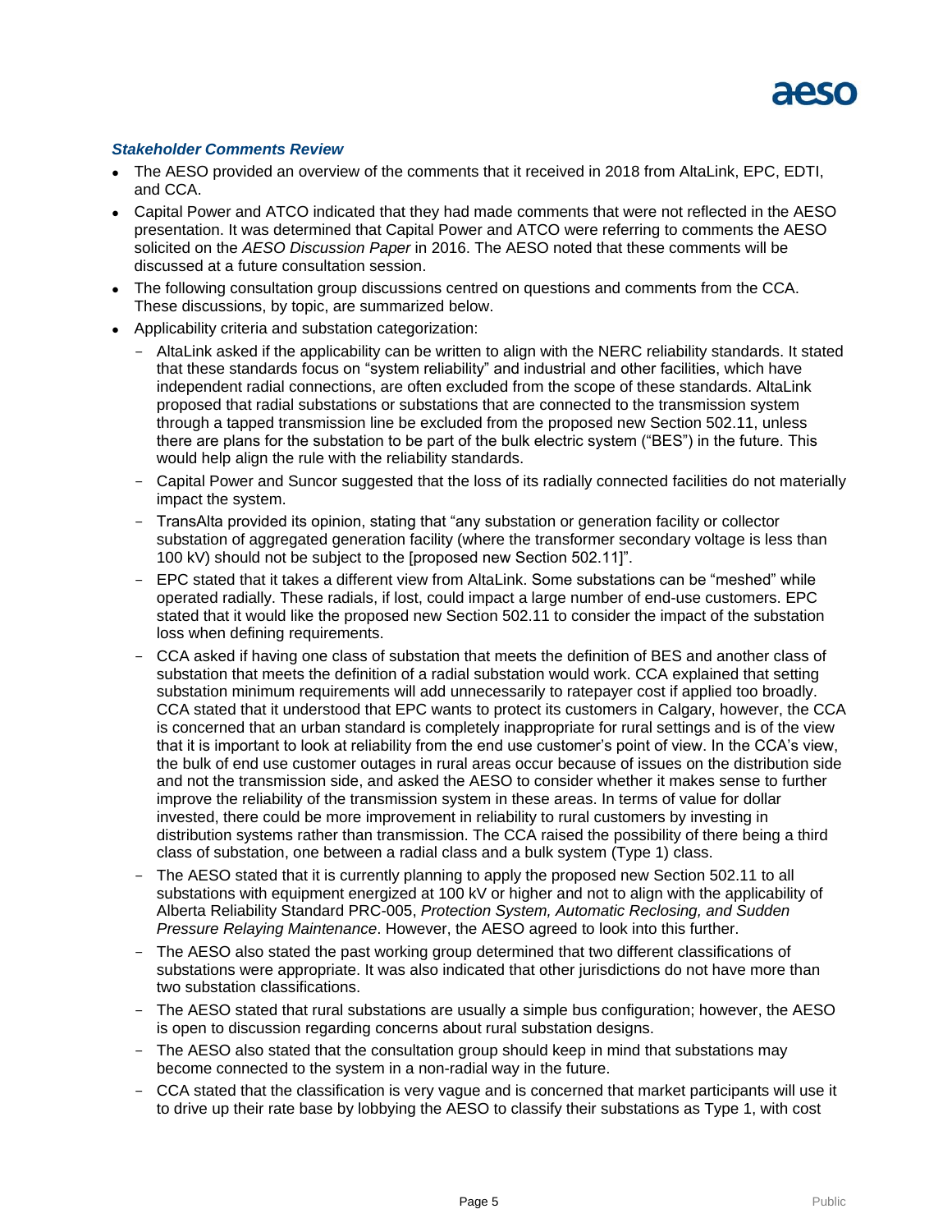### *Stakeholder Comments Review*

- The AESO provided an overview of the comments that it received in 2018 from AltaLink, EPC, EDTI, and CCA.
- Capital Power and ATCO indicated that they had made comments that were not reflected in the AESO presentation. It was determined that Capital Power and ATCO were referring to comments the AESO solicited on the *AESO Discussion Paper* in 2016. The AESO noted that these comments will be discussed at a future consultation session.
- The following consultation group discussions centred on questions and comments from the CCA. These discussions, by topic, are summarized below.
- Applicability criteria and substation categorization:
  - AltaLink asked if the applicability can be written to align with the NERC reliability standards. It stated that these standards focus on "system reliability" and industrial and other facilities, which have independent radial connections, are often excluded from the scope of these standards. AltaLink proposed that radial substations or substations that are connected to the transmission system through a tapped transmission line be excluded from the proposed new Section 502.11, unless there are plans for the substation to be part of the bulk electric system ("BES") in the future. This would help align the rule with the reliability standards.
  - Capital Power and Suncor suggested that the loss of its radially connected facilities do not materially impact the system.
  - TransAlta provided its opinion, stating that "any substation or generation facility or collector substation of aggregated generation facility (where the transformer secondary voltage is less than 100 kV) should not be subject to the [proposed new Section 502.11]".
  - EPC stated that it takes a different view from AltaLink. Some substations can be "meshed" while operated radially. These radials, if lost, could impact a large number of end-use customers. EPC stated that it would like the proposed new Section 502.11 to consider the impact of the substation loss when defining requirements.
  - CCA asked if having one class of substation that meets the definition of BES and another class of substation that meets the definition of a radial substation would work. CCA explained that setting substation minimum requirements will add unnecessarily to ratepayer cost if applied too broadly. CCA stated that it understood that EPC wants to protect its customers in Calgary, however, the CCA is concerned that an urban standard is completely inappropriate for rural settings and is of the view that it is important to look at reliability from the end use customer's point of view. In the CCA's view, the bulk of end use customer outages in rural areas occur because of issues on the distribution side and not the transmission side, and asked the AESO to consider whether it makes sense to further improve the reliability of the transmission system in these areas. In terms of value for dollar invested, there could be more improvement in reliability to rural customers by investing in distribution systems rather than transmission. The CCA raised the possibility of there being a third class of substation, one between a radial class and a bulk system (Type 1) class.
  - The AESO stated that it is currently planning to apply the proposed new Section 502.11 to all substations with equipment energized at 100 kV or higher and not to align with the applicability of Alberta Reliability Standard PRC-005, *Protection System, Automatic Reclosing, and Sudden Pressure Relaying Maintenance*. However, the AESO agreed to look into this further.
  - The AESO also stated the past working group determined that two different classifications of substations were appropriate. It was also indicated that other jurisdictions do not have more than two substation classifications.
  - The AESO stated that rural substations are usually a simple bus configuration; however, the AESO is open to discussion regarding concerns about rural substation designs.
  - The AESO also stated that the consultation group should keep in mind that substations may become connected to the system in a non-radial way in the future.
  - CCA stated that the classification is very vague and is concerned that market participants will use it to drive up their rate base by lobbying the AESO to classify their substations as Type 1, with cost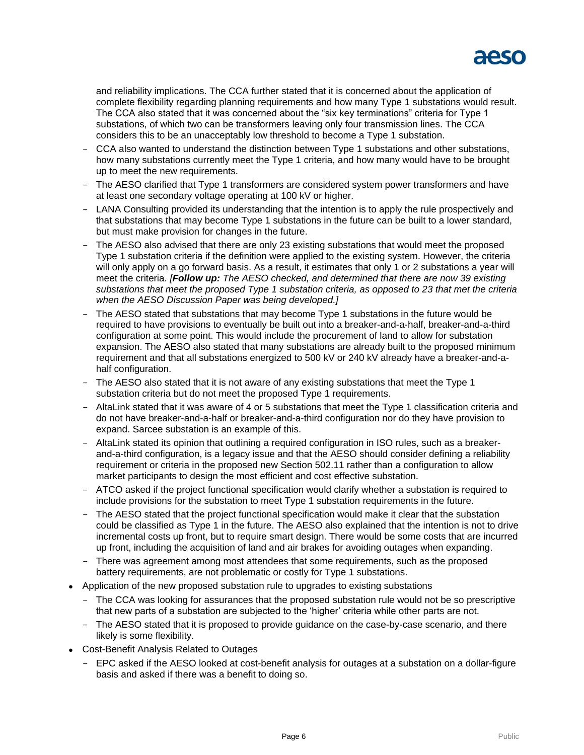and reliability implications. The CCA further stated that it is concerned about the application of complete flexibility regarding planning requirements and how many Type 1 substations would result. The CCA also stated that it was concerned about the "six key terminations" criteria for Type 1 substations, of which two can be transformers leaving only four transmission lines. The CCA considers this to be an unacceptably low threshold to become a Type 1 substation.

  - CCA also wanted to understand the distinction between Type 1 substations and other substations, how many substations currently meet the Type 1 criteria, and how many would have to be brought up to meet the new requirements.
  - The AESO clarified that Type 1 transformers are considered system power transformers and have at least one secondary voltage operating at 100 kV or higher.
  - LANA Consulting provided its understanding that the intention is to apply the rule prospectively and that substations that may become Type 1 substations in the future can be built to a lower standard, but must make provision for changes in the future.
  - The AESO also advised that there are only 23 existing substations that would meet the proposed Type 1 substation criteria if the definition were applied to the existing system. However, the criteria will only apply on a go forward basis. As a result, it estimates that only 1 or 2 substations a year will meet the criteria. *[**Follow up:** The AESO checked, and determined that there are now 39 existing substations that meet the proposed Type 1 substation criteria, as opposed to 23 that met the criteria when the AESO Discussion Paper was being developed.]*
  - The AESO stated that substations that may become Type 1 substations in the future would be required to have provisions to eventually be built out into a breaker-and-a-half, breaker-and-a-third configuration at some point. This would include the procurement of land to allow for substation expansion. The AESO also stated that many substations are already built to the proposed minimum requirement and that all substations energized to 500 kV or 240 kV already have a breaker-and-a-half configuration.
  - The AESO also stated that it is not aware of any existing substations that meet the Type 1 substation criteria but do not meet the proposed Type 1 requirements.
  - AltaLink stated that it was aware of 4 or 5 substations that meet the Type 1 classification criteria and do not have breaker-and-a-half or breaker-and-a-third configuration nor do they have provision to expand. Sarcee substation is an example of this.
  - AltaLink stated its opinion that outlining a required configuration in ISO rules, such as a breaker-and-a-third configuration, is a legacy issue and that the AESO should consider defining a reliability requirement or criteria in the proposed new Section 502.11 rather than a configuration to allow market participants to design the most efficient and cost effective substation.
  - ATCO asked if the project functional specification would clarify whether a substation is required to include provisions for the substation to meet Type 1 substation requirements in the future.
  - The AESO stated that the project functional specification would make it clear that the substation could be classified as Type 1 in the future. The AESO also explained that the intention is not to drive incremental costs up front, but to require smart design. There would be some costs that are incurred up front, including the acquisition of land and air brakes for avoiding outages when expanding.
  - There was agreement among most attendees that some requirements, such as the proposed battery requirements, are not problematic or costly for Type 1 substations.
- Application of the new proposed substation rule to upgrades to existing substations
  - The CCA was looking for assurances that the proposed substation rule would not be so prescriptive that new parts of a substation are subjected to the 'higher' criteria while other parts are not.
  - The AESO stated that it is proposed to provide guidance on the case-by-case scenario, and there likely is some flexibility.
- Cost-Benefit Analysis Related to Outages
  - EPC asked if the AESO looked at cost-benefit analysis for outages at a substation on a dollar-figure basis and asked if there was a benefit to doing so.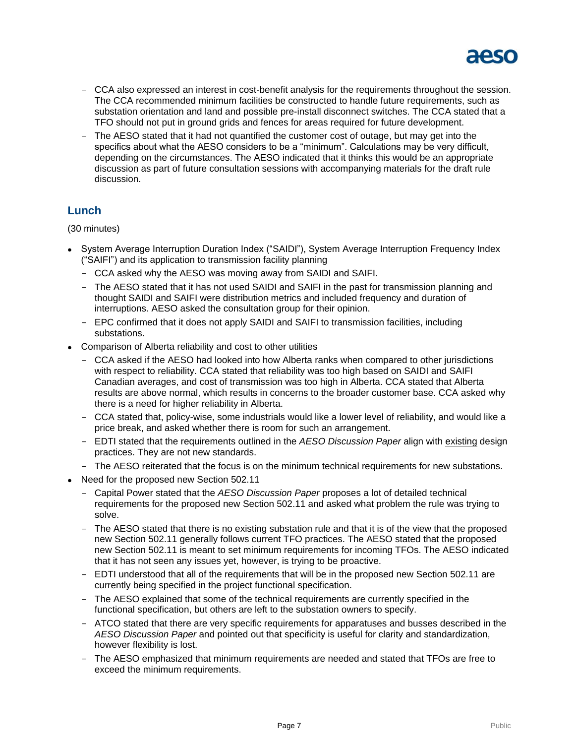- CCA also expressed an interest in cost-benefit analysis for the requirements throughout the session. The CCA recommended minimum facilities be constructed to handle future requirements, such as substation orientation and land and possible pre-install disconnect switches. The CCA stated that a TFO should not put in ground grids and fences for areas required for future development.
- The AESO stated that it had not quantified the customer cost of outage, but may get into the specifics about what the AESO considers to be a "minimum". Calculations may be very difficult, depending on the circumstances. The AESO indicated that it thinks this would be an appropriate discussion as part of future consultation sessions with accompanying materials for the draft rule discussion.

## Lunch

(30 minutes)

- System Average Interruption Duration Index ("SAIDI"), System Average Interruption Frequency Index ("SAIFI") and its application to transmission facility planning
  - CCA asked why the AESO was moving away from SAIDI and SAIFI.
  - The AESO stated that it has not used SAIDI and SAIFI in the past for transmission planning and thought SAIDI and SAIFI were distribution metrics and included frequency and duration of interruptions. AESO asked the consultation group for their opinion.
  - EPC confirmed that it does not apply SAIDI and SAIFI to transmission facilities, including substations.
- Comparison of Alberta reliability and cost to other utilities
  - CCA asked if the AESO had looked into how Alberta ranks when compared to other jurisdictions with respect to reliability. CCA stated that reliability was too high based on SAIDI and SAIFI Canadian averages, and cost of transmission was too high in Alberta. CCA stated that Alberta results are above normal, which results in concerns to the broader customer base. CCA asked why there is a need for higher reliability in Alberta.
  - CCA stated that, policy-wise, some industrials would like a lower level of reliability, and would like a price break, and asked whether there is room for such an arrangement.
  - EDTI stated that the requirements outlined in the *AESO Discussion Paper* align with existing design practices. They are not new standards.
  - The AESO reiterated that the focus is on the minimum technical requirements for new substations.
- Need for the proposed new Section 502.11
  - Capital Power stated that the *AESO Discussion Paper* proposes a lot of detailed technical requirements for the proposed new Section 502.11 and asked what problem the rule was trying to solve.
  - The AESO stated that there is no existing substation rule and that it is of the view that the proposed new Section 502.11 generally follows current TFO practices. The AESO stated that the proposed new Section 502.11 is meant to set minimum requirements for incoming TFOs. The AESO indicated that it has not seen any issues yet, however, is trying to be proactive.
  - EDTI understood that all of the requirements that will be in the proposed new Section 502.11 are currently being specified in the project functional specification.
  - The AESO explained that some of the technical requirements are currently specified in the functional specification, but others are left to the substation owners to specify.
  - ATCO stated that there are very specific requirements for apparatuses and busses described in the *AESO Discussion Paper* and pointed out that specificity is useful for clarity and standardization, however flexibility is lost.
  - The AESO emphasized that minimum requirements are needed and stated that TFOs are free to exceed the minimum requirements.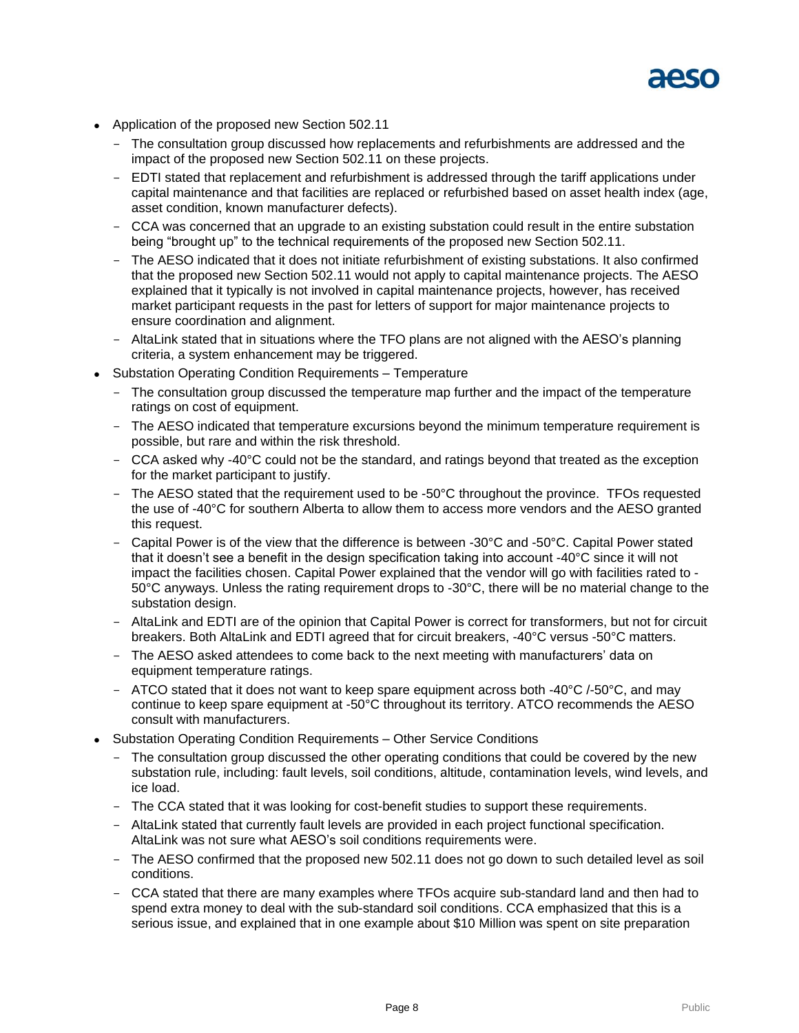- Application of the proposed new Section 502.11
  - The consultation group discussed how replacements and refurbishments are addressed and the impact of the proposed new Section 502.11 on these projects.
  - EDTI stated that replacement and refurbishment is addressed through the tariff applications under capital maintenance and that facilities are replaced or refurbished based on asset health index (age, asset condition, known manufacturer defects).
  - CCA was concerned that an upgrade to an existing substation could result in the entire substation being "brought up" to the technical requirements of the proposed new Section 502.11.
  - The AESO indicated that it does not initiate refurbishment of existing substations. It also confirmed that the proposed new Section 502.11 would not apply to capital maintenance projects. The AESO explained that it typically is not involved in capital maintenance projects, however, has received market participant requests in the past for letters of support for major maintenance projects to ensure coordination and alignment.
  - AltaLink stated that in situations where the TFO plans are not aligned with the AESO's planning criteria, a system enhancement may be triggered.
- Substation Operating Condition Requirements – Temperature
  - The consultation group discussed the temperature map further and the impact of the temperature ratings on cost of equipment.
  - The AESO indicated that temperature excursions beyond the minimum temperature requirement is possible, but rare and within the risk threshold.
  - CCA asked why -40°C could not be the standard, and ratings beyond that treated as the exception for the market participant to justify.
  - The AESO stated that the requirement used to be -50°C throughout the province. TFOs requested the use of -40°C for southern Alberta to allow them to access more vendors and the AESO granted this request.
  - Capital Power is of the view that the difference is between -30°C and -50°C. Capital Power stated that it doesn't see a benefit in the design specification taking into account -40°C since it will not impact the facilities chosen. Capital Power explained that the vendor will go with facilities rated to -50°C anyways. Unless the rating requirement drops to -30°C, there will be no material change to the substation design.
  - AltaLink and EDTI are of the opinion that Capital Power is correct for transformers, but not for circuit breakers. Both AltaLink and EDTI agreed that for circuit breakers, -40°C versus -50°C matters.
  - The AESO asked attendees to come back to the next meeting with manufacturers' data on equipment temperature ratings.
  - ATCO stated that it does not want to keep spare equipment across both -40°C /-50°C, and may continue to keep spare equipment at -50°C throughout its territory. ATCO recommends the AESO consult with manufacturers.
- Substation Operating Condition Requirements – Other Service Conditions
  - The consultation group discussed the other operating conditions that could be covered by the new substation rule, including: fault levels, soil conditions, altitude, contamination levels, wind levels, and ice load.
  - The CCA stated that it was looking for cost-benefit studies to support these requirements.
  - AltaLink stated that currently fault levels are provided in each project functional specification. AltaLink was not sure what AESO's soil conditions requirements were.
  - The AESO confirmed that the proposed new 502.11 does not go down to such detailed level as soil conditions.
  - CCA stated that there are many examples where TFOs acquire sub-standard land and then had to spend extra money to deal with the sub-standard soil conditions. CCA emphasized that this is a serious issue, and explained that in one example about $10 Million was spent on site preparation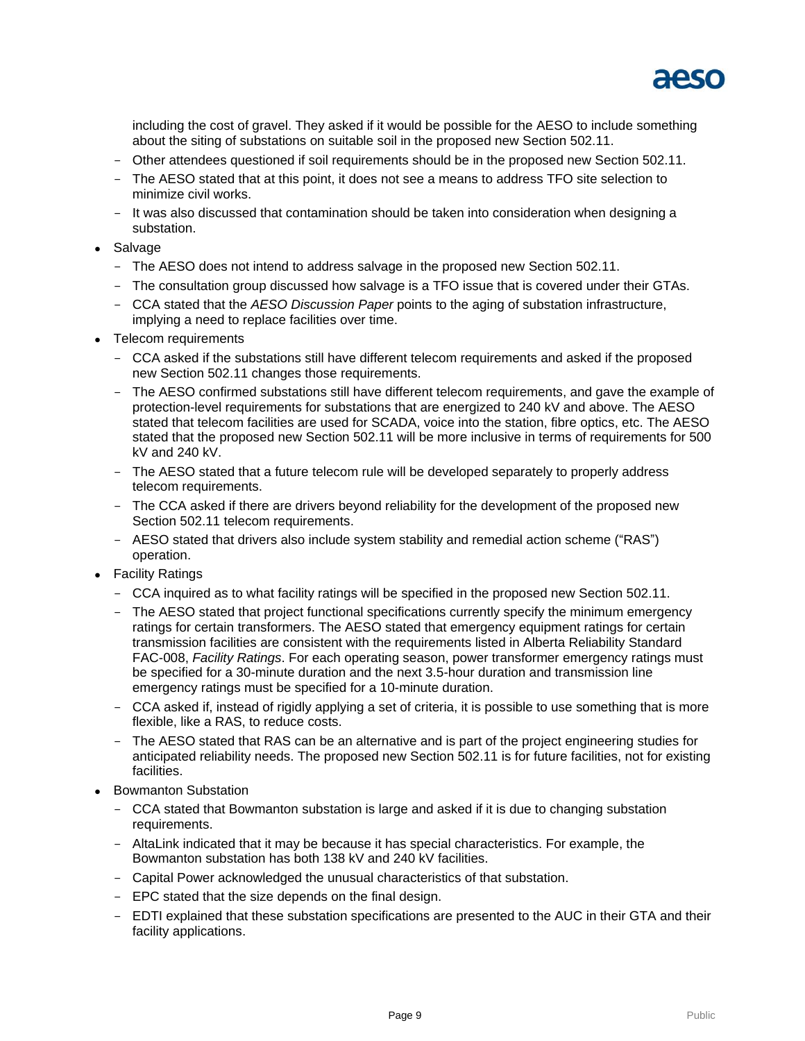including the cost of gravel. They asked if it would be possible for the AESO to include something about the siting of substations on suitable soil in the proposed new Section 502.11.
  - Other attendees questioned if soil requirements should be in the proposed new Section 502.11.
  - The AESO stated that at this point, it does not see a means to address TFO site selection to minimize civil works.
  - It was also discussed that contamination should be taken into consideration when designing a substation.
- Salvage
  - The AESO does not intend to address salvage in the proposed new Section 502.11.
  - The consultation group discussed how salvage is a TFO issue that is covered under their GTAs.
  - CCA stated that the *AESO Discussion Paper* points to the aging of substation infrastructure, implying a need to replace facilities over time.
- Telecom requirements
  - CCA asked if the substations still have different telecom requirements and asked if the proposed new Section 502.11 changes those requirements.
  - The AESO confirmed substations still have different telecom requirements, and gave the example of protection-level requirements for substations that are energized to 240 kV and above. The AESO stated that telecom facilities are used for SCADA, voice into the station, fibre optics, etc. The AESO stated that the proposed new Section 502.11 will be more inclusive in terms of requirements for 500 kV and 240 kV.
  - The AESO stated that a future telecom rule will be developed separately to properly address telecom requirements.
  - The CCA asked if there are drivers beyond reliability for the development of the proposed new Section 502.11 telecom requirements.
  - AESO stated that drivers also include system stability and remedial action scheme ("RAS") operation.
- Facility Ratings
  - CCA inquired as to what facility ratings will be specified in the proposed new Section 502.11.
  - The AESO stated that project functional specifications currently specify the minimum emergency ratings for certain transformers. The AESO stated that emergency equipment ratings for certain transmission facilities are consistent with the requirements listed in Alberta Reliability Standard FAC-008, *Facility Ratings*. For each operating season, power transformer emergency ratings must be specified for a 30-minute duration and the next 3.5-hour duration and transmission line emergency ratings must be specified for a 10-minute duration.
  - CCA asked if, instead of rigidly applying a set of criteria, it is possible to use something that is more flexible, like a RAS, to reduce costs.
  - The AESO stated that RAS can be an alternative and is part of the project engineering studies for anticipated reliability needs. The proposed new Section 502.11 is for future facilities, not for existing facilities.
- Bowmanton Substation
  - CCA stated that Bowmanton substation is large and asked if it is due to changing substation requirements.
  - AltaLink indicated that it may be because it has special characteristics. For example, the Bowmanton substation has both 138 kV and 240 kV facilities.
  - Capital Power acknowledged the unusual characteristics of that substation.
  - EPC stated that the size depends on the final design.
  - EDTI explained that these substation specifications are presented to the AUC in their GTA and their facility applications.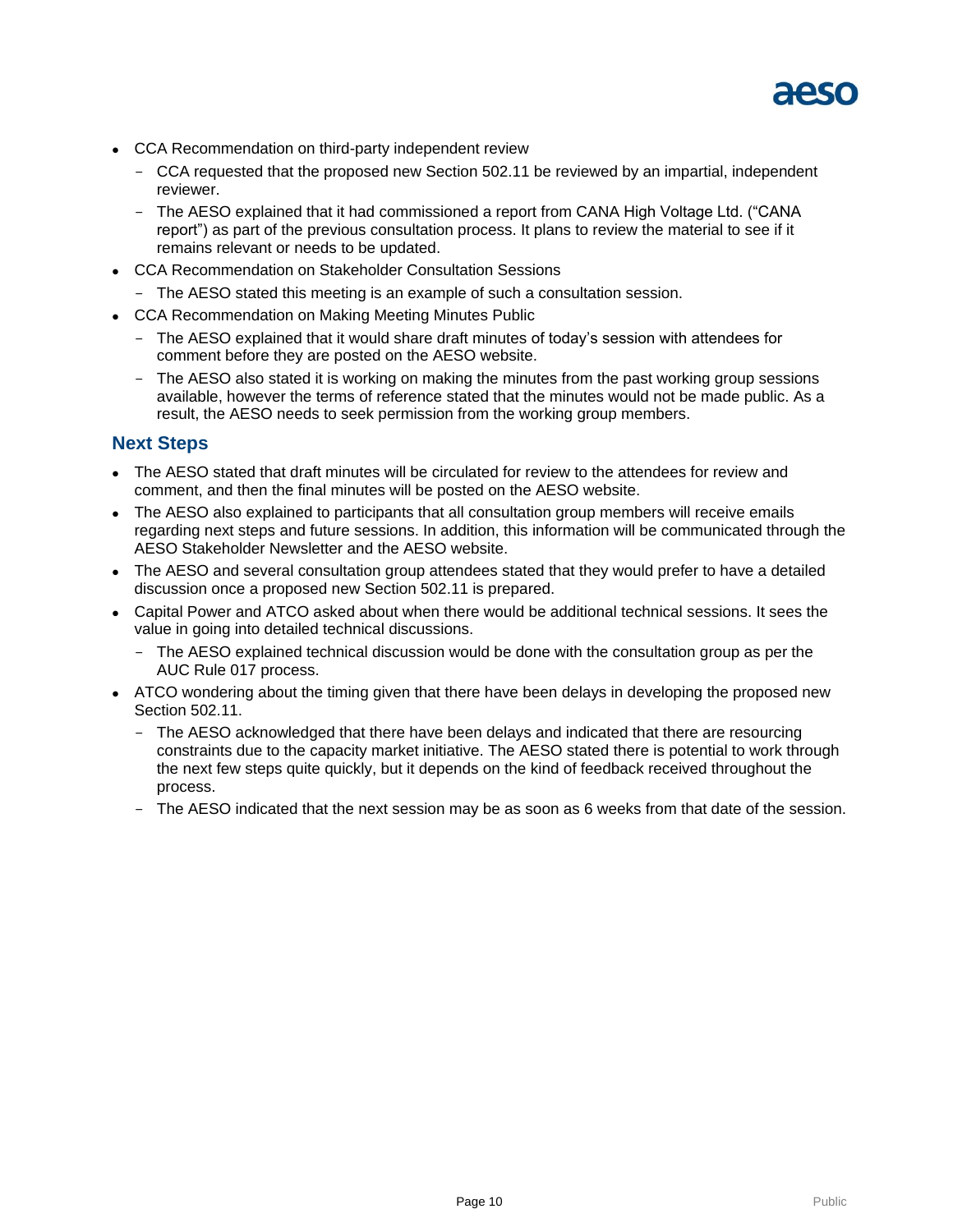- CCA Recommendation on third-party independent review
  - CCA requested that the proposed new Section 502.11 be reviewed by an impartial, independent reviewer.
  - The AESO explained that it had commissioned a report from CANA High Voltage Ltd. ("CANA report") as part of the previous consultation process. It plans to review the material to see if it remains relevant or needs to be updated.
- CCA Recommendation on Stakeholder Consultation Sessions
  - The AESO stated this meeting is an example of such a consultation session.
- CCA Recommendation on Making Meeting Minutes Public
  - The AESO explained that it would share draft minutes of today's session with attendees for comment before they are posted on the AESO website.
  - The AESO also stated it is working on making the minutes from the past working group sessions available, however the terms of reference stated that the minutes would not be made public. As a result, the AESO needs to seek permission from the working group members.

## Next Steps

- The AESO stated that draft minutes will be circulated for review to the attendees for review and comment, and then the final minutes will be posted on the AESO website.
- The AESO also explained to participants that all consultation group members will receive emails regarding next steps and future sessions. In addition, this information will be communicated through the AESO Stakeholder Newsletter and the AESO website.
- The AESO and several consultation group attendees stated that they would prefer to have a detailed discussion once a proposed new Section 502.11 is prepared.
- Capital Power and ATCO asked about when there would be additional technical sessions. It sees the value in going into detailed technical discussions.
  - The AESO explained technical discussion would be done with the consultation group as per the AUC Rule 017 process.
- ATCO wondering about the timing given that there have been delays in developing the proposed new Section 502.11.
  - The AESO acknowledged that there have been delays and indicated that there are resourcing constraints due to the capacity market initiative. The AESO stated there is potential to work through the next few steps quite quickly, but it depends on the kind of feedback received throughout the process.
  - The AESO indicated that the next session may be as soon as 6 weeks from that date of the session.